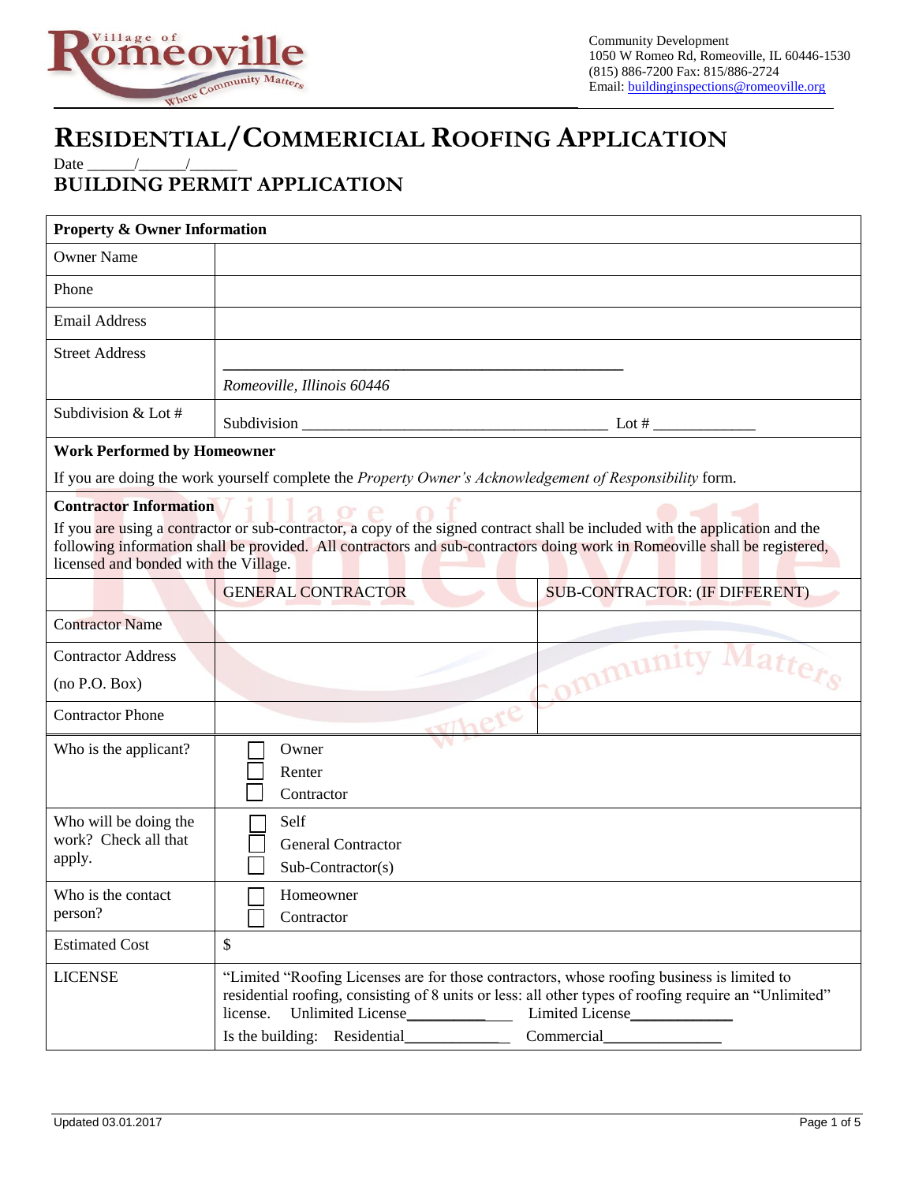Community Development
1050 W Romeo Rd, Romeoville, IL 60446-1530
(815) 886-7200 Fax: 815/886-2724
Email: buildinginspections@romeoville.org

# RESIDENTIAL/COMMERICIAL ROOFING APPLICATION

Date ______/______/______

## BUILDING PERMIT APPLICATION

| **Property & Owner Information** | | |
|---|---|---|
| Owner Name | | |
| Phone | | |
| Email Address | | |
| Street Address | ___________________________________ *Romeoville, Illinois 60446* | |
| Subdivision & Lot # | Subdivision ___________________________ Lot # ___________ | |
| **Work Performed by Homeowner** If you are doing the work yourself complete the *Property Owner's Acknowledgement of Responsibility* form. | | |
| **Contractor Information** If you are using a contractor or sub-contractor, a copy of the signed contract shall be included with the application and the following information shall be provided. All contractors and sub-contractors doing work in Romeoville shall be registered, licensed and bonded with the Village. | | |
| | GENERAL CONTRACTOR | SUB-CONTRACTOR: (IF DIFFERENT) |
| Contractor Name | | |
| Contractor Address (no P.O. Box) | | |
| Contractor Phone | | |
| Who is the applicant? | ☐ Owner ☐ Renter ☐ Contractor | |
| Who will be doing the work? Check all that apply. | ☐ Self ☐ General Contractor ☐ Sub-Contractor(s) | |
| Who is the contact person? | ☐ Homeowner ☐ Contractor | |
| Estimated Cost | $ | |
| LICENSE | "Limited "Roofing Licenses are for those contractors, whose roofing business is limited to residential roofing, consisting of 8 units or less: all other types of roofing require an "Unlimited" license. Unlimited License___________ Limited License___________ Is the building: Residential___________ Commercial___________ | |

Updated 03.01.2017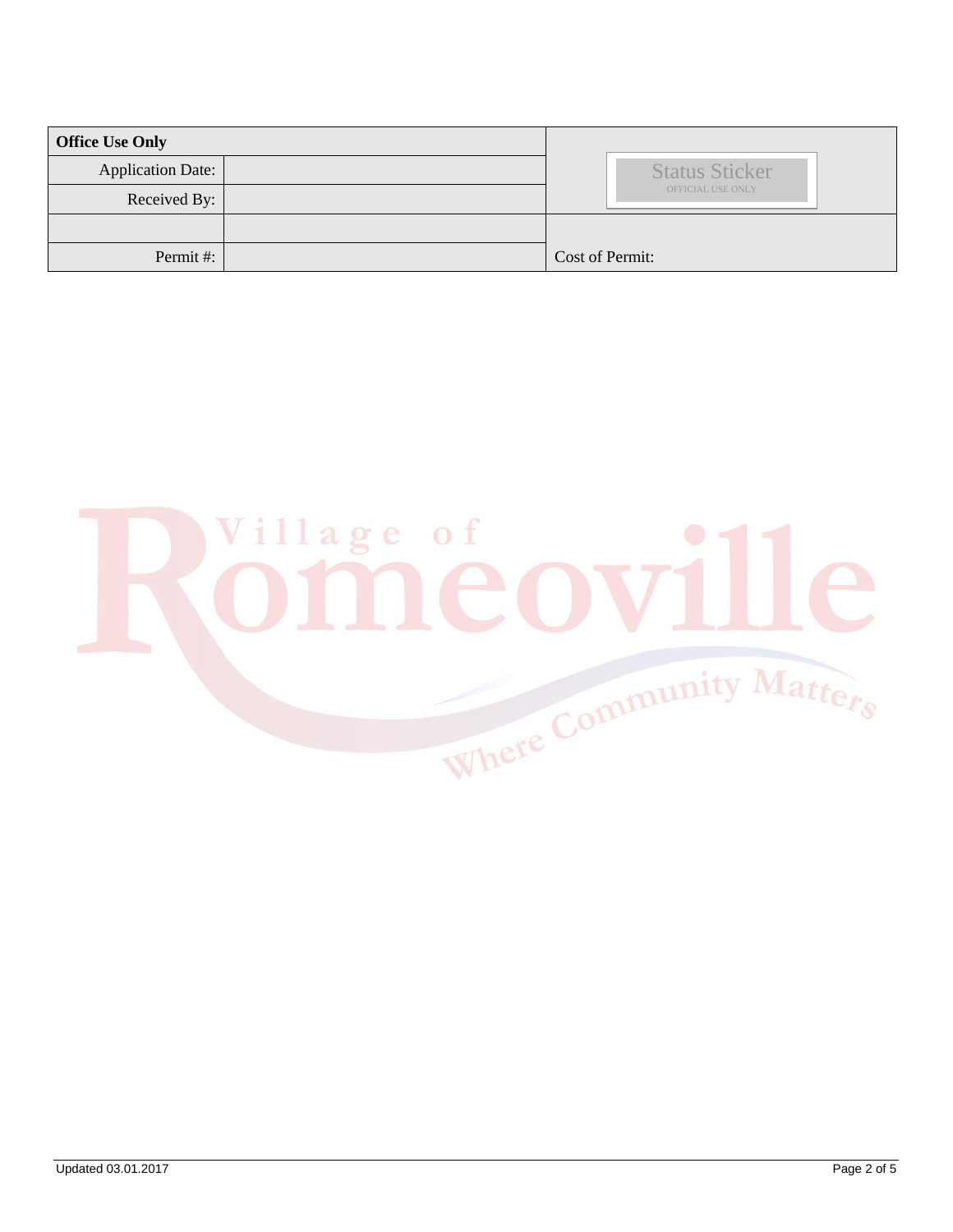| Office Use Only | | Status Sticker OFFICIAL USE ONLY |
|---|---|---|
| Application Date: | | |
| Received By: | | |
| | | |
| Permit #: | | Cost of Permit: |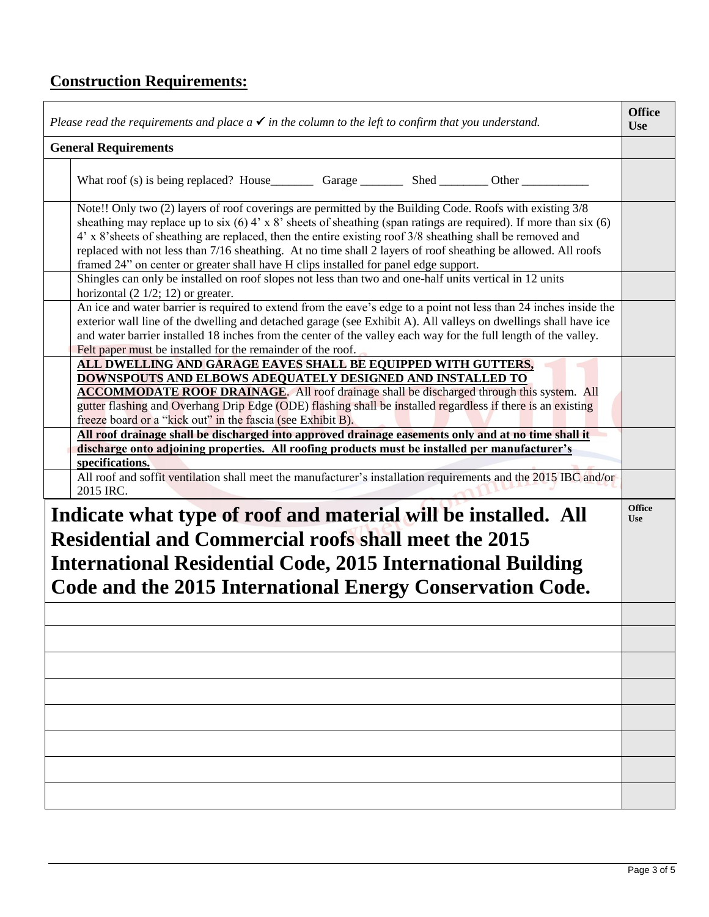## Construction Requirements:

| | *Please read the requirements and place a ✓ in the column to the left to confirm that you understand.* | **Office Use** |
|---|---|---|
| | **General Requirements** | |
| | What roof (s) is being replaced? House_______ Garage _______ Shed ________ Other ___________ | |
| | Note!! Only two (2) layers of roof coverings are permitted by the Building Code. Roofs with existing 3/8 sheathing may replace up to six (6) 4' x 8' sheets of sheathing (span ratings are required). If more than six (6) 4' x 8'sheets of sheathing are replaced, then the entire existing roof 3/8 sheathing shall be removed and replaced with not less than 7/16 sheathing. At no time shall 2 layers of roof sheathing be allowed. All roofs framed 24" on center or greater shall have H clips installed for panel edge support. | |
| | Shingles can only be installed on roof slopes not less than two and one-half units vertical in 12 units horizontal (2 1/2; 12) or greater. | |
| | An ice and water barrier is required to extend from the eave's edge to a point not less than 24 inches inside the exterior wall line of the dwelling and detached garage (see Exhibit A). All valleys on dwellings shall have ice and water barrier installed 18 inches from the center of the valley each way for the full length of the valley. Felt paper must be installed for the remainder of the roof. | |
| | **ALL DWELLING AND GARAGE EAVES SHALL BE EQUIPPED WITH GUTTERS, DOWNSPOUTS AND ELBOWS ADEQUATELY DESIGNED AND INSTALLED TO ACCOMMODATE ROOF DRAINAGE**. All roof drainage shall be discharged through this system. All gutter flashing and Overhang Drip Edge (ODE) flashing shall be installed regardless if there is an existing freeze board or a "kick out" in the fascia (see Exhibit B). | |
| | **All roof drainage shall be discharged into approved drainage easements only and at no time shall it discharge onto adjoining properties. All roofing products must be installed per manufacturer's specifications.** | |
| | All roof and soffit ventilation shall meet the manufacturer's installation requirements and the 2015 IBC and/or 2015 IRC. | |

| **Indicate what type of roof and material will be installed. All Residential and Commercial roofs shall meet the 2015 International Residential Code, 2015 International Building Code and the 2015 International Energy Conservation Code.** | **Office Use** |
|---|---|
| | |
| | |
| | |
| | |
| | |
| | |
| | |
| | |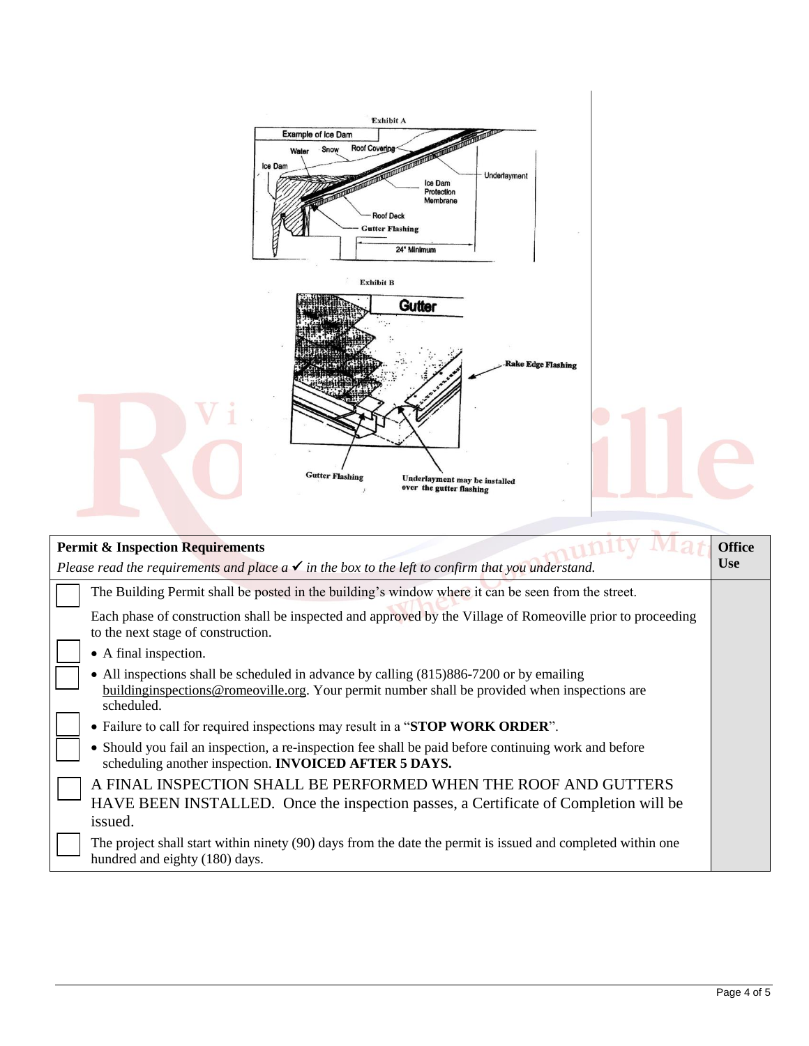Exhibit A

Example of Ice Dam

Water Snow Roof Covering

Ice Dam

Underlayment

Ice Dam Protection Membrane

Roof Deck

Gutter Flashing

24" Minimum

Exhibit B

Gutter

Rake Edge Flashing

Gutter Flashing

Underlayment may be installed over the gutter flashing

| | **Permit & Inspection Requirements**<br>*Please read the requirements and place a ✔ in the box to the left to confirm that you understand.* | **Office Use** |
|---|---|---|
| ☐ | The Building Permit shall be posted in the building's window where it can be seen from the street. | |
| | Each phase of construction shall be inspected and approved by the Village of Romeoville prior to proceeding to the next stage of construction. | |
| ☐ | • A final inspection. | |
| ☐ | • All inspections shall be scheduled in advance by calling (815)886-7200 or by emailing buildinginspections@romeoville.org. Your permit number shall be provided when inspections are scheduled. | |
| ☐ | • Failure to call for required inspections may result in a "**STOP WORK ORDER**". | |
| ☐ | • Should you fail an inspection, a re-inspection fee shall be paid before continuing work and before scheduling another inspection. **INVOICED AFTER 5 DAYS.** | |
| ☐ | A FINAL INSPECTION SHALL BE PERFORMED WHEN THE ROOF AND GUTTERS HAVE BEEN INSTALLED. Once the inspection passes, a Certificate of Completion will be issued. | |
| ☐ | The project shall start within ninety (90) days from the date the permit is issued and completed within one hundred and eighty (180) days. | |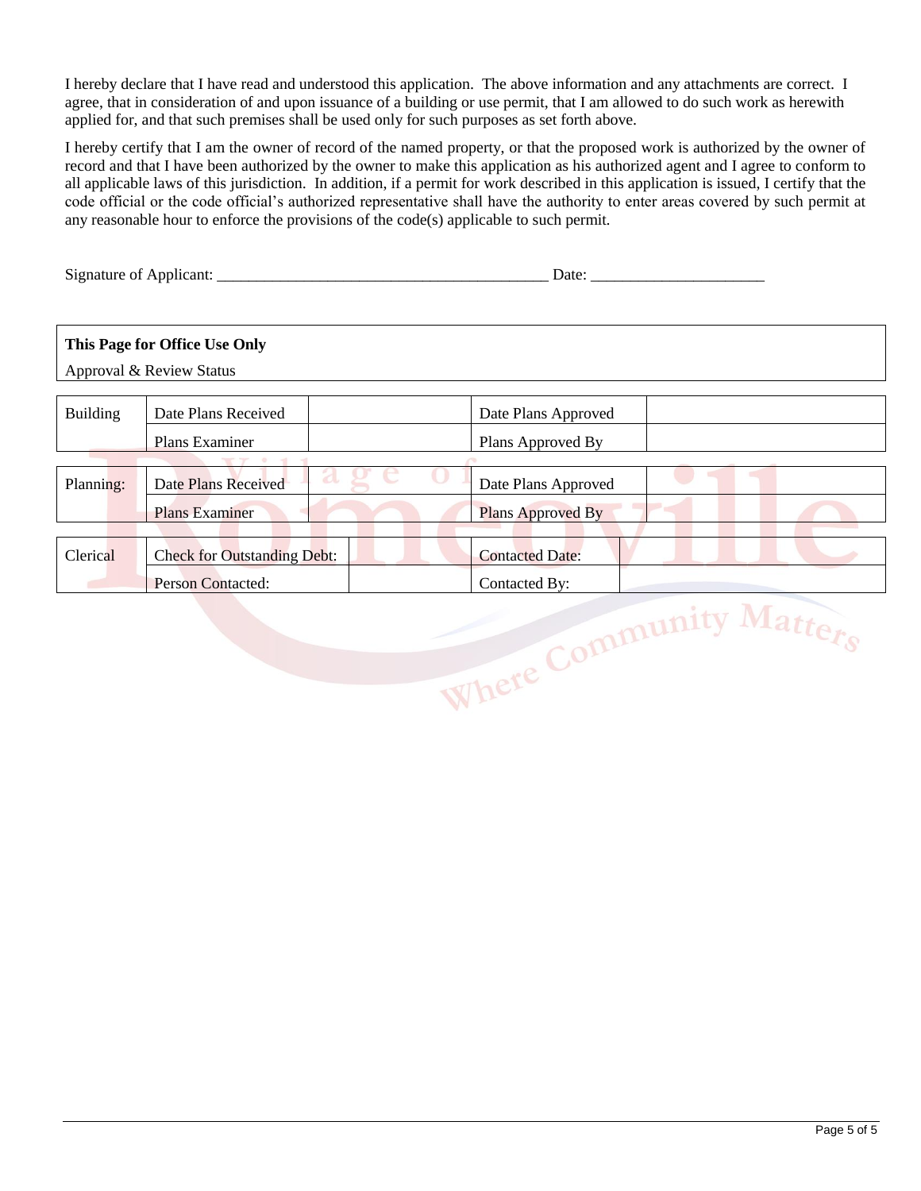I hereby declare that I have read and understood this application. The above information and any attachments are correct. I agree, that in consideration of and upon issuance of a building or use permit, that I am allowed to do such work as herewith applied for, and that such premises shall be used only for such purposes as set forth above.

I hereby certify that I am the owner of record of the named property, or that the proposed work is authorized by the owner of record and that I have been authorized by the owner to make this application as his authorized agent and I agree to conform to all applicable laws of this jurisdiction. In addition, if a permit for work described in this application is issued, I certify that the code official or the code official's authorized representative shall have the authority to enter areas covered by such permit at any reasonable hour to enforce the provisions of the code(s) applicable to such permit.

Signature of Applicant: ___________________________________________ Date: ______________________

**This Page for Office Use Only**

Approval & Review Status

| | | | | |
|---|---|---|---|---|
| Building | Date Plans Received | | Date Plans Approved | |
| | Plans Examiner | | Plans Approved By | |

| | | | | |
|---|---|---|---|---|
| Planning: | Date Plans Received | | Date Plans Approved | |
| | Plans Examiner | | Plans Approved By | |

| | | | | |
|---|---|---|---|---|
| Clerical | Check for Outstanding Debt: | | Contacted Date: | |
| | Person Contacted: | | Contacted By: | |